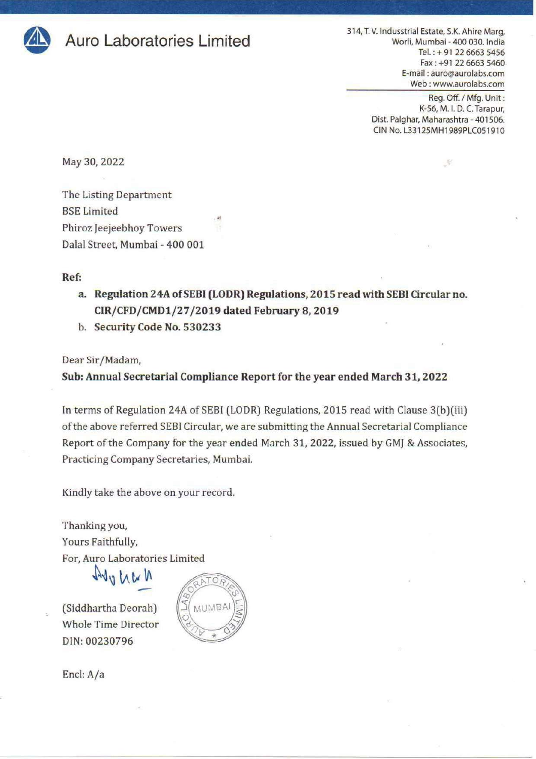# Auro Laboratories Limited

314, T. V. Industrial Estate, S.K. Ahire Marg,
Worli, Mumbai - 400 030. India
Tel.: + 91 22 6663 5456
Fax: +91 22 6663 5460
E-mail: auro@aurolabs.com
Web: www.aurolabs.com

Reg. Off. / Mfg. Unit:
K-56, M. I. D. C. Tarapur,
Dist. Palghar, Maharashtra - 401506.
CIN No. L33125MH1989PLC051910

May 30, 2022

The Listing Department
BSE Limited
Phiroz Jeejeebhoy Towers
Dalal Street, Mumbai - 400 001

**Ref:**

a. **Regulation 24A of SEBI (LODR) Regulations, 2015 read with SEBI Circular no. CIR/CFD/CMD1/27/2019 dated February 8, 2019**
b. **Security Code No. 530233**

Dear Sir/Madam,

**Sub: Annual Secretarial Compliance Report for the year ended March 31, 2022**

In terms of Regulation 24A of SEBI (LODR) Regulations, 2015 read with Clause 3(b)(iii) of the above referred SEBI Circular, we are submitting the Annual Secretarial Compliance Report of the Company for the year ended March 31, 2022, issued by GMJ & Associates, Practicing Company Secretaries, Mumbai.

Kindly take the above on your record.

Thanking you,
Yours Faithfully,
For, Auro Laboratories Limited

(Siddhartha Deorah)
Whole Time Director
DIN: 00230796

Encl: A/a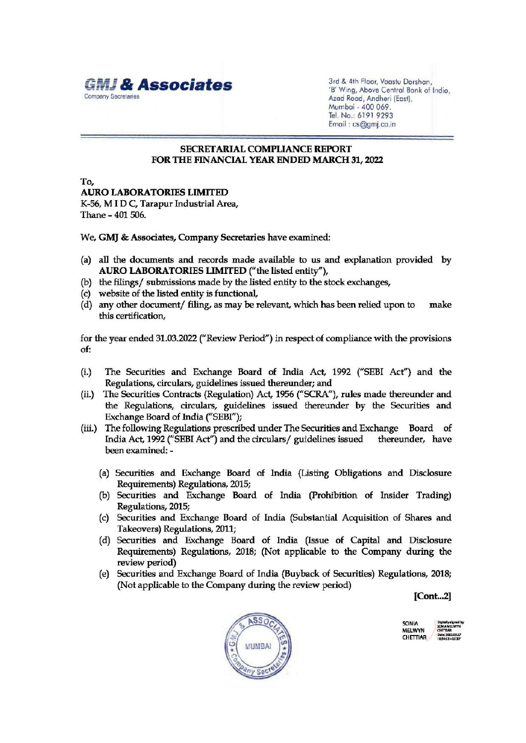**GMJ & Associates**
Company Secretaries

3rd & 4th Floor, Vaastu Darshan,
'B' Wing, Above Central Bank of India,
Azad Road, Andheri (East),
Mumbai - 400 069.
Tel. No.: 6191 9293
Email : cs@gmj.co.in

## SECRETARIAL COMPLIANCE REPORT FOR THE FINANCIAL YEAR ENDED MARCH 31, 2022

To,
**AURO LABORATORIES LIMITED**
K-56, M I D C, Tarapur Industrial Area,
Thane – 401 506.

We, **GMJ & Associates, Company Secretaries** have examined:

(a) all the documents and records made available to us and explanation provided by **AURO LABORATORIES LIMITED** ("the listed entity"),
(b) the filings/ submissions made by the listed entity to the stock exchanges,
(c) website of the listed entity is functional,
(d) any other document/ filing, as may be relevant, which has been relied upon to make this certification,

for the year ended 31.03.2022 ("Review Period") in respect of compliance with the provisions of:

(i.) The Securities and Exchange Board of India Act, 1992 ("SEBI Act") and the Regulations, circulars, guidelines issued thereunder; and
(ii.) The Securities Contracts (Regulation) Act, 1956 ("SCRA"), rules made thereunder and the Regulations, circulars, guidelines issued thereunder by the Securities and Exchange Board of India ("SEBI");
(iii.) The following Regulations prescribed under The Securities and Exchange Board of India Act, 1992 ("SEBI Act") and the circulars/ guidelines issued thereunder, have been examined: -

  (a) Securities and Exchange Board of India (Listing Obligations and Disclosure Requirements) Regulations, 2015;
  (b) Securities and Exchange Board of India (Prohibition of Insider Trading) Regulations, 2015;
  (c) Securities and Exchange Board of India (Substantial Acquisition of Shares and Takeovers) Regulations, 2011;
  (d) Securities and Exchange Board of India (Issue of Capital and Disclosure Requirements) Regulations, 2018; (Not applicable to the Company during the review period)
  (e) Securities and Exchange Board of India (Buyback of Securities) Regulations, 2018; (Not applicable to the Company during the review period)

**[Cont...2]**

SONIA MELWYN CHETTIAR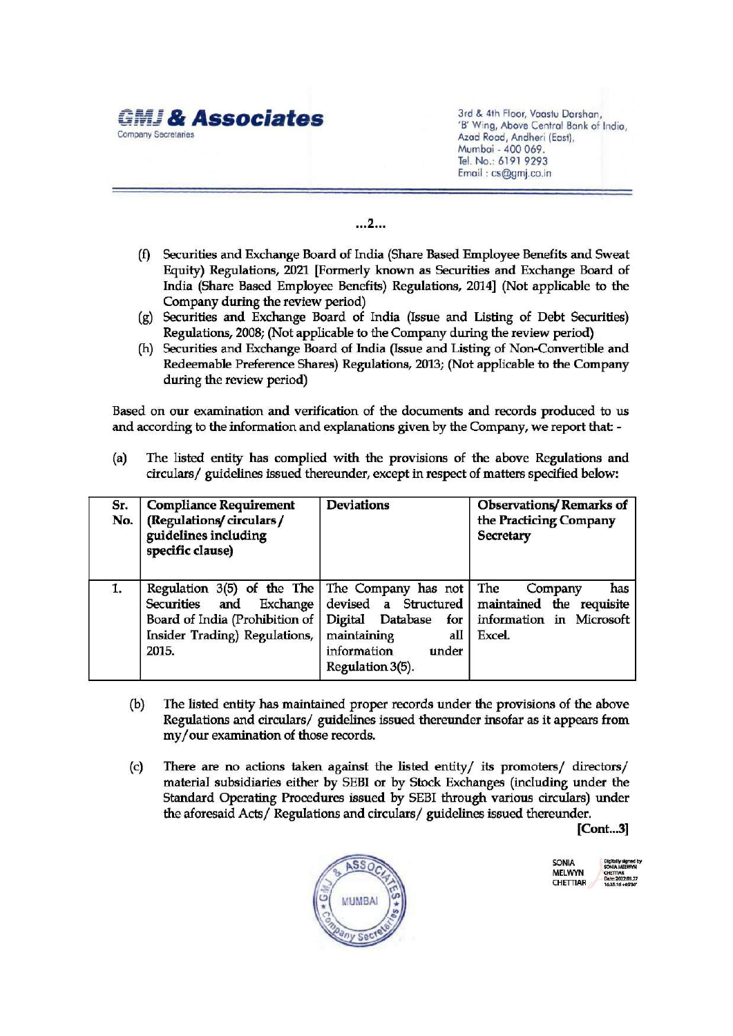...2...

(f) Securities and Exchange Board of India (Share Based Employee Benefits and Sweat Equity) Regulations, 2021 [Formerly known as Securities and Exchange Board of India (Share Based Employee Benefits) Regulations, 2014] (Not applicable to the Company during the review period)

(g) Securities and Exchange Board of India (Issue and Listing of Debt Securities) Regulations, 2008; (Not applicable to the Company during the review period)

(h) Securities and Exchange Board of India (Issue and Listing of Non-Convertible and Redeemable Preference Shares) Regulations, 2013; (Not applicable to the Company during the review period)

Based on our examination and verification of the documents and records produced to us and according to the information and explanations given by the Company, we report that: -

(a) The listed entity has complied with the provisions of the above Regulations and circulars/ guidelines issued thereunder, except in respect of matters specified below:

| Sr. No. | Compliance Requirement (Regulations/ circulars / guidelines including specific clause) | Deviations | Observations/ Remarks of the Practicing Company Secretary |
|---|---|---|---|
| 1. | Regulation 3(5) of the The Securities and Exchange Board of India (Prohibition of Insider Trading) Regulations, 2015. | The Company has not devised a Structured Digital Database for maintaining all information under Regulation 3(5). | The Company has maintained the requisite information in Microsoft Excel. |

(b) The listed entity has maintained proper records under the provisions of the above Regulations and circulars/ guidelines issued thereunder insofar as it appears from my/our examination of those records.

(c) There are no actions taken against the listed entity/ its promoters/ directors/ material subsidiaries either by SEBI or by Stock Exchanges (including under the Standard Operating Procedures issued by SEBI through various circulars) under the aforesaid Acts/ Regulations and circulars/ guidelines issued thereunder.

[Cont...3]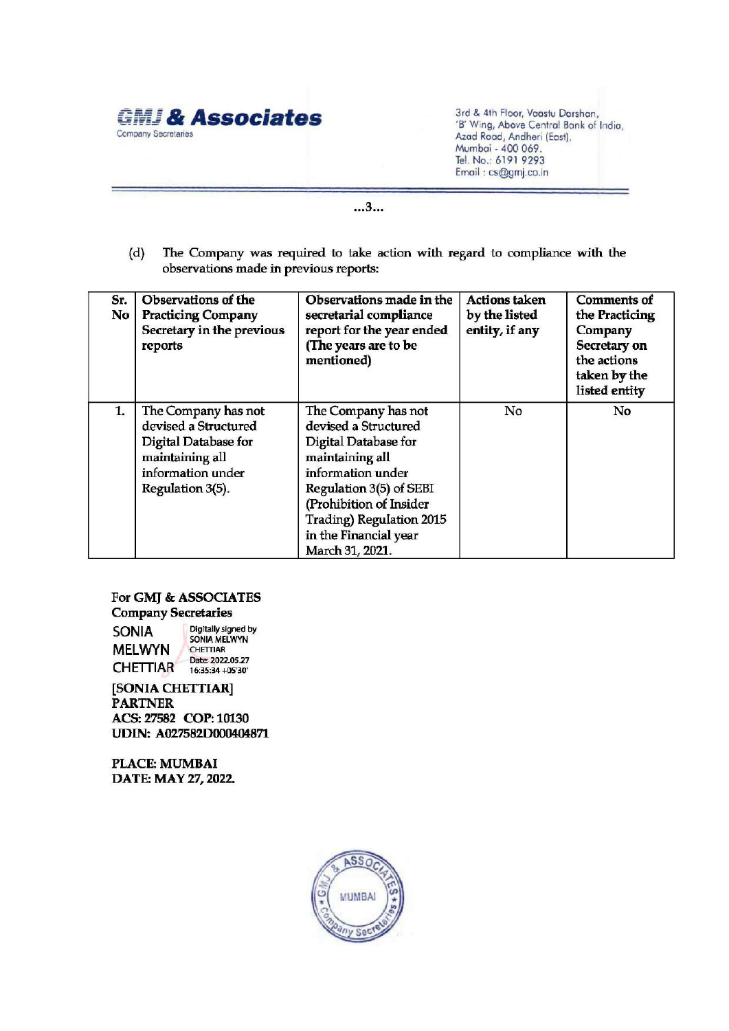(d) The Company was required to take action with regard to compliance with the observations made in previous reports:

| Sr. No | Observations of the Practicing Company Secretary in the previous reports | Observations made in the secretarial compliance report for the year ended (The years are to be mentioned) | Actions taken by the listed entity, if any | Comments of the Practicing Company Secretary on the actions taken by the listed entity |
|---|---|---|---|---|
| 1. | The Company has not devised a Structured Digital Database for maintaining all information under Regulation 3(5). | The Company has not devised a Structured Digital Database for maintaining all information under Regulation 3(5) of SEBI (Prohibition of Insider Trading) Regulation 2015 in the Financial year March 31, 2021. | No | No |

**For GMJ & ASSOCIATES**
**Company Secretaries**

SONIA MELWYN CHETTIAR
Digitally signed by SONIA MELWYN CHETTIAR
Date: 2022.05.27 16:35:34 +05'30'

**[SONIA CHETTIAR]**
**PARTNER**
**ACS: 27582 COP: 10130**
**UDIN: A027582D000404871**

**PLACE: MUMBAI**
**DATE: MAY 27, 2022.**